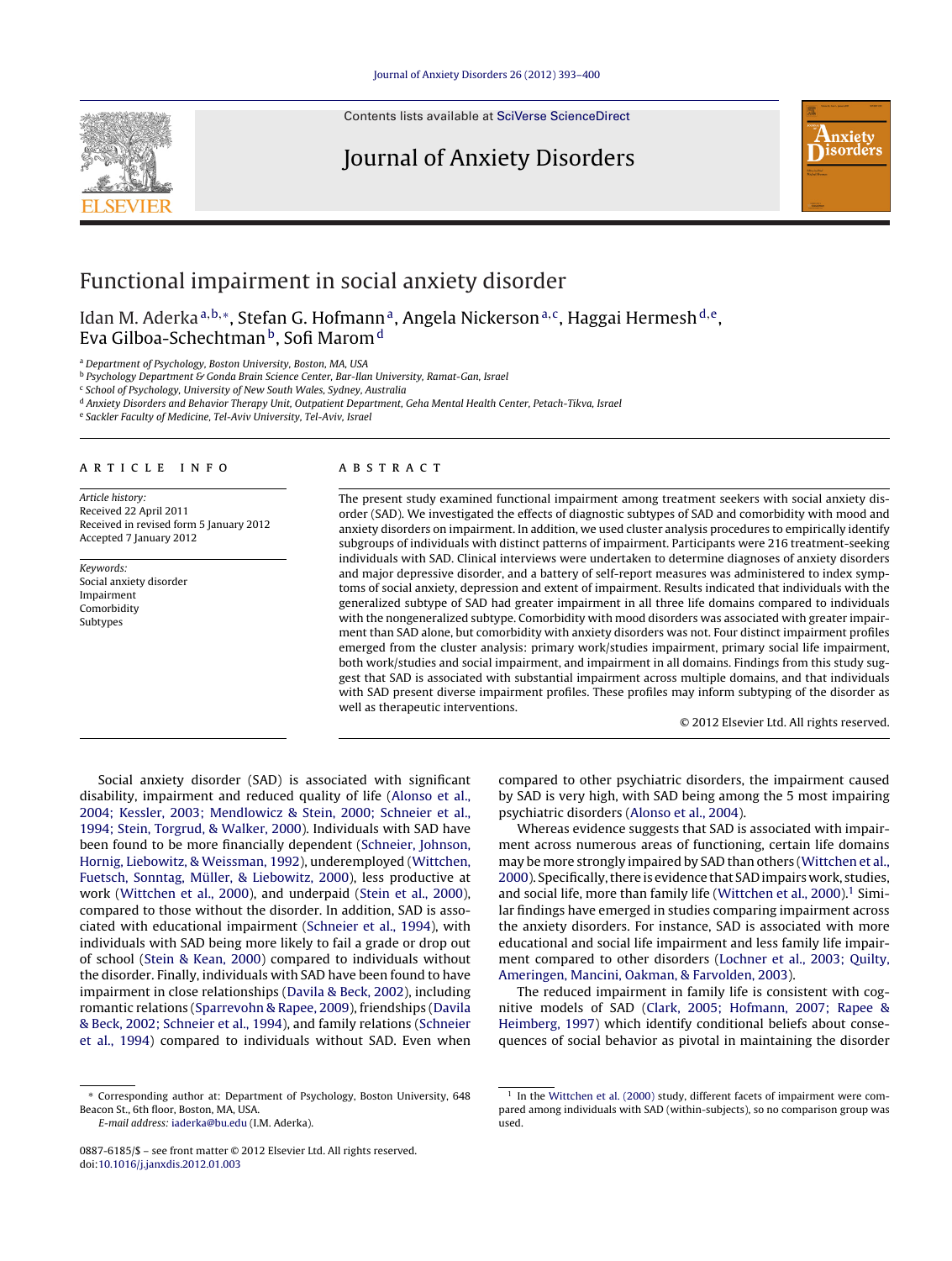Contents lists available at SciVerse ScienceDirect

# Journal of Anxiety Disorders

# Functional impairment in social anxiety disorder

Idan M. Aderka[a,b,*], Stefan G. Hofmann[a], Angela Nickerson[a,c], Haggai Hermesh[d,e], Eva Gilboa-Schechtman[b], Sofi Marom[d]

[a] Department of Psychology, Boston University, Boston, MA, USA
[b] Psychology Department & Gonda Brain Science Center, Bar-Ilan University, Ramat-Gan, Israel
[c] School of Psychology, University of New South Wales, Sydney, Australia
[d] Anxiety Disorders and Behavior Therapy Unit, Outpatient Department, Geha Mental Health Center, Petach-Tikva, Israel
[e] Sackler Faculty of Medicine, Tel-Aviv University, Tel-Aviv, Israel

**ARTICLE INFO**

*Article history:*
Received 22 April 2011
Received in revised form 5 January 2012
Accepted 7 January 2012

*Keywords:*
Social anxiety disorder
Impairment
Comorbidity
Subtypes

**ABSTRACT**

The present study examined functional impairment among treatment seekers with social anxiety disorder (SAD). We investigated the effects of diagnostic subtypes of SAD and comorbidity with mood and anxiety disorders on impairment. In addition, we used cluster analysis procedures to empirically identify subgroups of individuals with distinct patterns of impairment. Participants were 216 treatment-seeking individuals with SAD. Clinical interviews were undertaken to determine diagnoses of anxiety disorders and major depressive disorder, and a battery of self-report measures was administered to index symptoms of social anxiety, depression and extent of impairment. Results indicated that individuals with the generalized subtype of SAD had greater impairment in all three life domains compared to individuals with the nongeneralized subtype. Comorbidity with mood disorders was associated with greater impairment than SAD alone, but comorbidity with anxiety disorders was not. Four distinct impairment profiles emerged from the cluster analysis: primary work/studies impairment, primary social life impairment, both work/studies and social impairment, and impairment in all domains. Findings from this study suggest that SAD is associated with substantial impairment across multiple domains, and that individuals with SAD present diverse impairment profiles. These profiles may inform subtyping of the disorder as well as therapeutic interventions.

© 2012 Elsevier Ltd. All rights reserved.

Social anxiety disorder (SAD) is associated with significant disability, impairment and reduced quality of life (Alonso et al., 2004; Kessler, 2003; Mendlowicz & Stein, 2000; Schneier et al., 1994; Stein, Torgrud, & Walker, 2000). Individuals with SAD have been found to be more financially dependent (Schneier, Johnson, Hornig, Liebowitz, & Weissman, 1992), underemployed (Wittchen, Fuetsch, Sonntag, Müller, & Liebowitz, 2000), less productive at work (Wittchen et al., 2000), and underpaid (Stein et al., 2000), compared to those without the disorder. In addition, SAD is associated with educational impairment (Schneier et al., 1994), with individuals with SAD being more likely to fail a grade or drop out of school (Stein & Kean, 2000) compared to individuals without the disorder. Finally, individuals with SAD have been found to have impairment in close relationships (Davila & Beck, 2002), including romantic relations (Sparrevohn & Rapee, 2009), friendships (Davila & Beck, 2002; Schneier et al., 1994), and family relations (Schneier et al., 1994) compared to individuals without SAD. Even when compared to other psychiatric disorders, the impairment caused by SAD is very high, with SAD being among the 5 most impairing psychiatric disorders (Alonso et al., 2004).

Whereas evidence suggests that SAD is associated with impairment across numerous areas of functioning, certain life domains may be more strongly impaired by SAD than others (Wittchen et al., 2000). Specifically, there is evidence that SAD impairs work, studies, and social life, more than family life (Wittchen et al., 2000).[1] Similar findings have emerged in studies comparing impairment across the anxiety disorders. For instance, SAD is associated with more educational and social life impairment and less family life impairment compared to other disorders (Lochner et al., 2003; Quilty, Ameringen, Mancini, Oakman, & Farvolden, 2003).

The reduced impairment in family life is consistent with cognitive models of SAD (Clark, 2005; Hofmann, 2007; Rapee & Heimberg, 1997) which identify conditional beliefs about consequences of social behavior as pivotal in maintaining the disorder

---

* Corresponding author at: Department of Psychology, Boston University, 648 Beacon St., 6th floor, Boston, MA, USA.
E-mail address: iaderka@bu.edu (I.M. Aderka).

[1] In the Wittchen et al. (2000) study, different facets of impairment were compared among individuals with SAD (within-subjects), so no comparison group was used.

0887-6185/$ – see front matter © 2012 Elsevier Ltd. All rights reserved.
doi:10.1016/j.janxdis.2012.01.003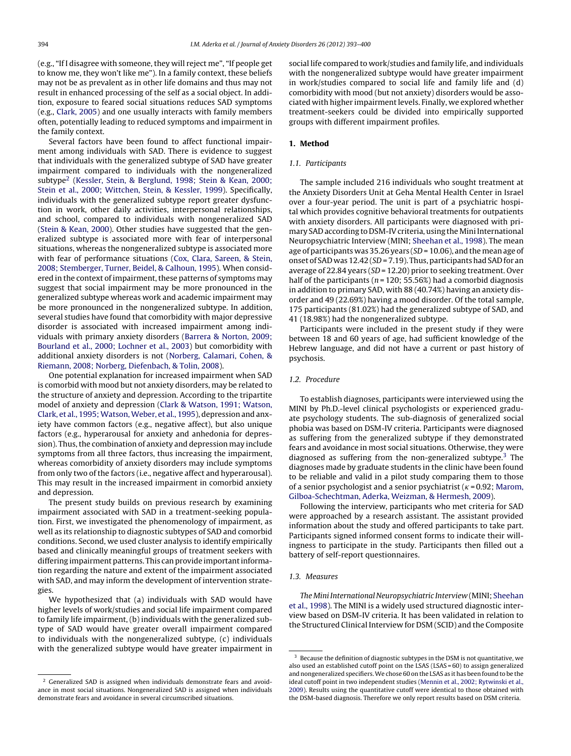(e.g., "If I disagree with someone, they will reject me", "If people get to know me, they won't like me"). In a family context, these beliefs may not be as prevalent as in other life domains and thus may not result in enhanced processing of the self as a social object. In addition, exposure to feared social situations reduces SAD symptoms (e.g., Clark, 2005) and one usually interacts with family members often, potentially leading to reduced symptoms and impairment in the family context.

Several factors have been found to affect functional impairment among individuals with SAD. There is evidence to suggest that individuals with the generalized subtype of SAD have greater impairment compared to individuals with the nongeneralized subtype[2] (Kessler, Stein, & Berglund, 1998; Stein & Kean, 2000; Stein et al., 2000; Wittchen, Stein, & Kessler, 1999). Specifically, individuals with the generalized subtype report greater dysfunction in work, other daily activities, interpersonal relationships, and school, compared to individuals with nongeneralized SAD (Stein & Kean, 2000). Other studies have suggested that the generalized subtype is associated more with fear of interpersonal situations, whereas the nongeneralized subtype is associated more with fear of performance situations (Cox, Clara, Sareen, & Stein, 2008; Stemberger, Turner, Beidel, & Calhoun, 1995). When considered in the context of impairment, these patterns of symptoms may suggest that social impairment may be more pronounced in the generalized subtype whereas work and academic impairment may be more pronounced in the nongeneralized subtype. In addition, several studies have found that comorbidity with major depressive disorder is associated with increased impairment among individuals with primary anxiety disorders (Barrera & Norton, 2009; Bourland et al., 2000; Lochner et al., 2003) but comorbidity with additional anxiety disorders is not (Norberg, Calamari, Cohen, & Riemann, 2008; Norberg, Diefenbach, & Tolin, 2008).

One potential explanation for increased impairment when SAD is comorbid with mood but not anxiety disorders, may be related to the structure of anxiety and depression. According to the tripartite model of anxiety and depression (Clark & Watson, 1991; Watson, Clark, et al., 1995; Watson, Weber, et al., 1995), depression and anxiety have common factors (e.g., negative affect), but also unique factors (e.g., hyperarousal for anxiety and anhedonia for depression). Thus, the combination of anxiety and depression may include symptoms from all three factors, thus increasing the impairment, whereas comorbidity of anxiety disorders may include symptoms from only two of the factors (i.e., negative affect and hyperarousal). This may result in the increased impairment in comorbid anxiety and depression.

The present study builds on previous research by examining impairment associated with SAD in a treatment-seeking population. First, we investigated the phenomenology of impairment, as well as its relationship to diagnostic subtypes of SAD and comorbid conditions. Second, we used cluster analysis to identify empirically based and clinically meaningful groups of treatment seekers with differing impairment patterns. This can provide important information regarding the nature and extent of the impairment associated with SAD, and may inform the development of intervention strategies.

We hypothesized that (a) individuals with SAD would have higher levels of work/studies and social life impairment compared to family life impairment, (b) individuals with the generalized subtype of SAD would have greater overall impairment compared to individuals with the nongeneralized subtype, (c) individuals with the generalized subtype would have greater impairment in social life compared to work/studies and family life, and individuals with the nongeneralized subtype would have greater impairment in work/studies compared to social life and family life and (d) comorbidity with mood (but not anxiety) disorders would be associated with higher impairment levels. Finally, we explored whether treatment-seekers could be divided into empirically supported groups with different impairment profiles.

## 1. Method

### 1.1. Participants

The sample included 216 individuals who sought treatment at the Anxiety Disorders Unit at Geha Mental Health Center in Israel over a four-year period. The unit is part of a psychiatric hospital which provides cognitive behavioral treatments for outpatients with anxiety disorders. All participants were diagnosed with primary SAD according to DSM-IV criteria, using the Mini International Neuropsychiatric Interview (MINI; Sheehan et al., 1998). The mean age of participants was 35.26 years (*SD* = 10.06), and the mean age of onset of SAD was 12.42 (*SD* = 7.19). Thus, participants had SAD for an average of 22.84 years (*SD* = 12.20) prior to seeking treatment. Over half of the participants (*n* = 120; 55.56%) had a comorbid diagnosis in addition to primary SAD, with 88 (40.74%) having an anxiety disorder and 49 (22.69%) having a mood disorder. Of the total sample, 175 participants (81.02%) had the generalized subtype of SAD, and 41 (18.98%) had the nongeneralized subtype.

Participants were included in the present study if they were between 18 and 60 years of age, had sufficient knowledge of the Hebrew language, and did not have a current or past history of psychosis.

### 1.2. Procedure

To establish diagnoses, participants were interviewed using the MINI by Ph.D.-level clinical psychologists or experienced graduate psychology students. The sub-diagnosis of generalized social phobia was based on DSM-IV criteria. Participants were diagnosed as suffering from the generalized subtype if they demonstrated fears and avoidance in most social situations. Otherwise, they were diagnosed as suffering from the non-generalized subtype.[3] The diagnoses made by graduate students in the clinic have been found to be reliable and valid in a pilot study comparing them to those of a senior psychologist and a senior psychiatrist ($\kappa$ = 0.92; Marom, Gilboa-Schechtman, Aderka, Weizman, & Hermesh, 2009).

Following the interview, participants who met criteria for SAD were approached by a research assistant. The assistant provided information about the study and offered participants to take part. Participants signed informed consent forms to indicate their willingness to participate in the study. Participants then filled out a battery of self-report questionnaires.

### 1.3. Measures

*The Mini International Neuropsychiatric Interview* (MINI; Sheehan et al., 1998). The MINI is a widely used structured diagnostic interview based on DSM-IV criteria. It has been validated in relation to the Structured Clinical Interview for DSM (SCID) and the Composite

---

[2] Generalized SAD is assigned when individuals demonstrate fears and avoidance in most social situations. Nongeneralized SAD is assigned when individuals demonstrate fears and avoidance in several circumscribed situations.

[3] Because the definition of diagnostic subtypes in the DSM is not quantitative, we also used an established cutoff point on the LSAS (LSAS = 60) to assign generalized and nongeneralized specifiers. We chose 60 on the LSAS as it has been found to be the ideal cutoff point in two independent studies (Mennin et al., 2002; Rytwinski et al., 2009). Results using the quantitative cutoff were identical to those obtained with the DSM-based diagnosis. Therefore we only report results based on DSM criteria.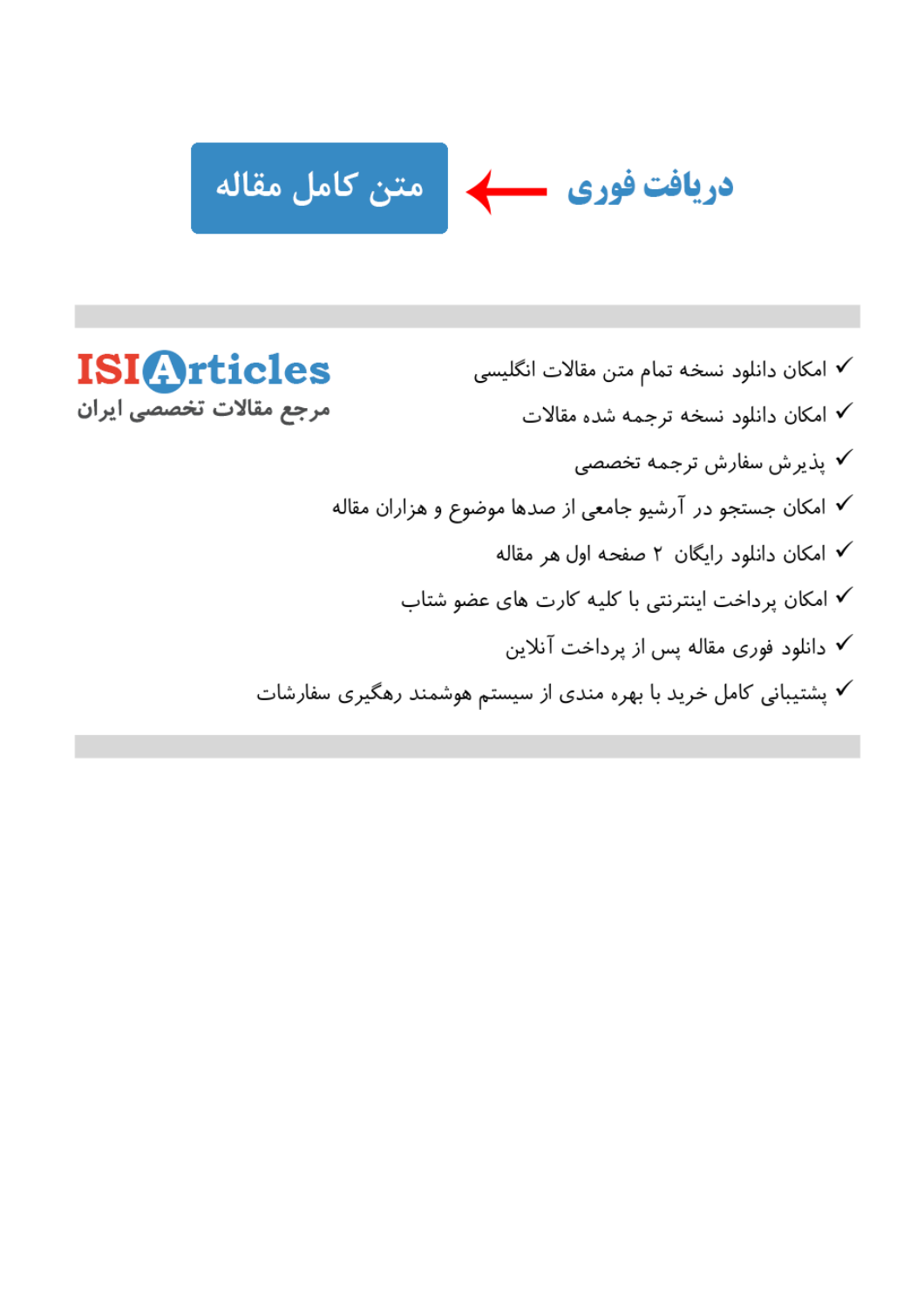**دریافت فوری** ← **متن کامل مقاله**

**ISIArticles**
مرجع مقالات تخصصی ایران

- ✓ امکان دانلود نسخه تمام متن مقالات انگلیسی
- ✓ امکان دانلود نسخه ترجمه شده مقالات
- ✓ پذیرش سفارش ترجمه تخصصی
- ✓ امکان جستجو در آرشیو جامعی از صدها موضوع و هزاران مقاله
- ✓ امکان دانلود رایگان ۲ صفحه اول هر مقاله
- ✓ امکان پرداخت اینترنتی با کلیه کارت های عضو شتاب
- ✓ دانلود فوری مقاله پس از پرداخت آنلاین
- ✓ پشتیبانی کامل خرید با بهره مندی از سیستم هوشمند رهگیری سفارشات